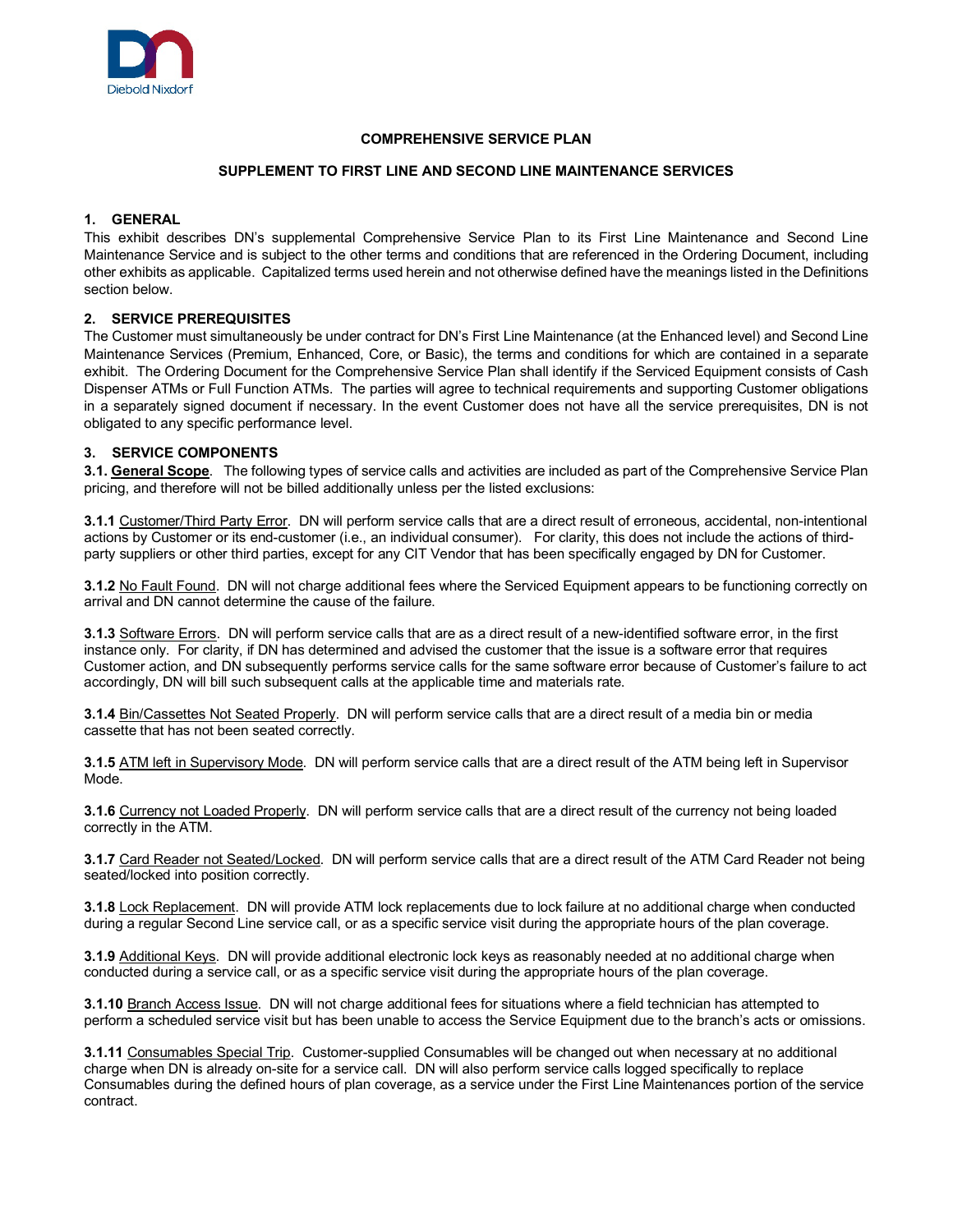# COMPREHENSIVE SERVICE PLAN

## SUPPLEMENT TO FIRST LINE AND SECOND LINE MAINTENANCE SERVICES

### 1. GENERAL

This exhibit describes DN's supplemental Comprehensive Service Plan to its First Line Maintenance and Second Line Maintenance Service and is subject to the other terms and conditions that are referenced in the Ordering Document, including other exhibits as applicable. Capitalized terms used herein and not otherwise defined have the meanings listed in the Definitions section below.

### 2. SERVICE PREREQUISITES

The Customer must simultaneously be under contract for DN's First Line Maintenance (at the Enhanced level) and Second Line Maintenance Services (Premium, Enhanced, Core, or Basic), the terms and conditions for which are contained in a separate exhibit. The Ordering Document for the Comprehensive Service Plan shall identify if the Serviced Equipment consists of Cash Dispenser ATMs or Full Function ATMs. The parties will agree to technical requirements and supporting Customer obligations in a separately signed document if necessary. In the event Customer does not have all the service prerequisites, DN is not obligated to any specific performance level.

### 3. SERVICE COMPONENTS

**3.1. General Scope**. The following types of service calls and activities are included as part of the Comprehensive Service Plan pricing, and therefore will not be billed additionally unless per the listed exclusions:

**3.1.1** Customer/Third Party Error. DN will perform service calls that are a direct result of erroneous, accidental, non-intentional actions by Customer or its end-customer (i.e., an individual consumer). For clarity, this does not include the actions of third-party suppliers or other third parties, except for any CIT Vendor that has been specifically engaged by DN for Customer.

**3.1.2** No Fault Found. DN will not charge additional fees where the Serviced Equipment appears to be functioning correctly on arrival and DN cannot determine the cause of the failure.

**3.1.3** Software Errors. DN will perform service calls that are as a direct result of a new-identified software error, in the first instance only. For clarity, if DN has determined and advised the customer that the issue is a software error that requires Customer action, and DN subsequently performs service calls for the same software error because of Customer's failure to act accordingly, DN will bill such subsequent calls at the applicable time and materials rate.

**3.1.4** Bin/Cassettes Not Seated Properly. DN will perform service calls that are a direct result of a media bin or media cassette that has not been seated correctly.

**3.1.5** ATM left in Supervisory Mode. DN will perform service calls that are a direct result of the ATM being left in Supervisor Mode.

**3.1.6** Currency not Loaded Properly. DN will perform service calls that are a direct result of the currency not being loaded correctly in the ATM.

**3.1.7** Card Reader not Seated/Locked. DN will perform service calls that are a direct result of the ATM Card Reader not being seated/locked into position correctly.

**3.1.8** Lock Replacement. DN will provide ATM lock replacements due to lock failure at no additional charge when conducted during a regular Second Line service call, or as a specific service visit during the appropriate hours of the plan coverage.

**3.1.9** Additional Keys. DN will provide additional electronic lock keys as reasonably needed at no additional charge when conducted during a service call, or as a specific service visit during the appropriate hours of the plan coverage.

**3.1.10** Branch Access Issue. DN will not charge additional fees for situations where a field technician has attempted to perform a scheduled service visit but has been unable to access the Service Equipment due to the branch's acts or omissions.

**3.1.11** Consumables Special Trip. Customer-supplied Consumables will be changed out when necessary at no additional charge when DN is already on-site for a service call. DN will also perform service calls logged specifically to replace Consumables during the defined hours of plan coverage, as a service under the First Line Maintenances portion of the service contract.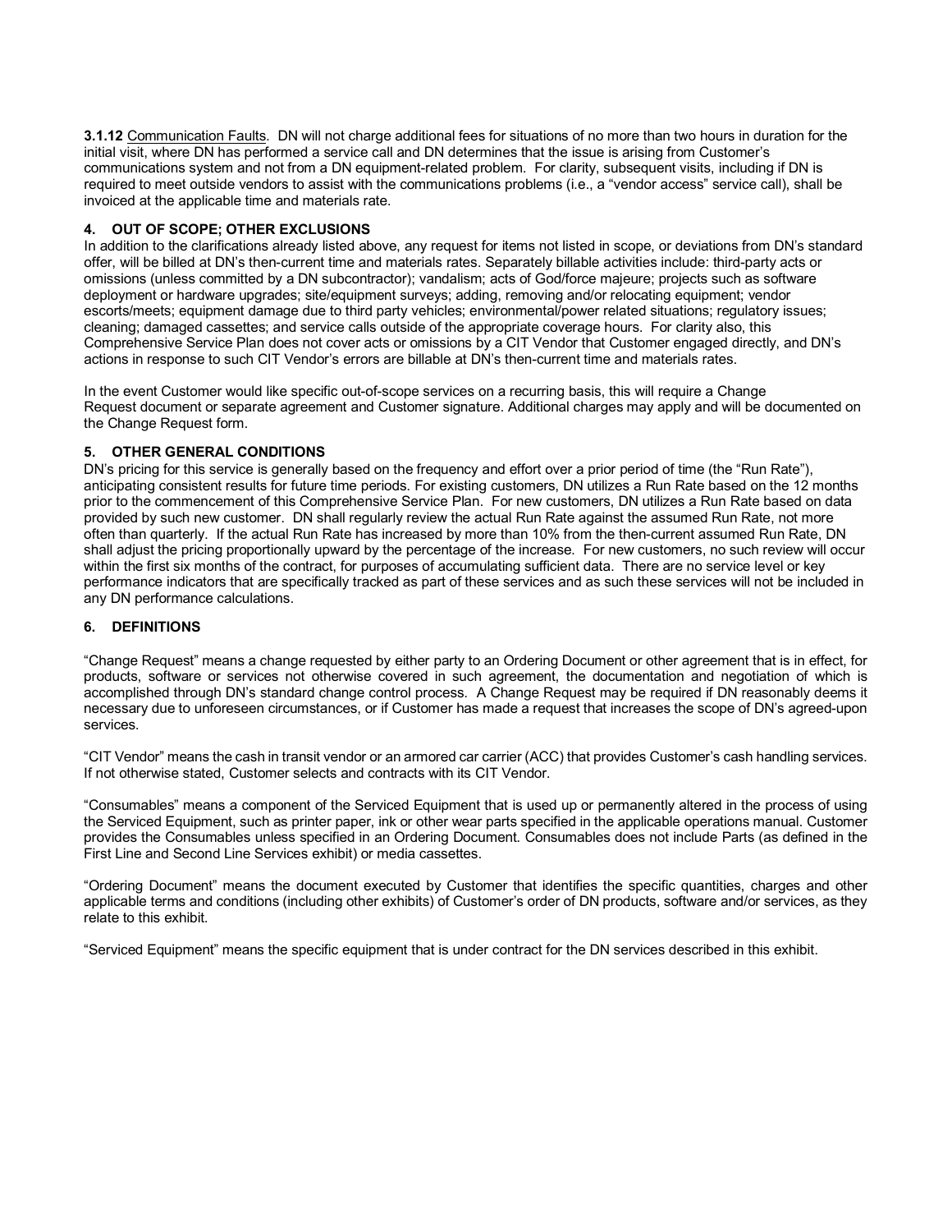**3.1.12** Communication Faults. DN will not charge additional fees for situations of no more than two hours in duration for the initial visit, where DN has performed a service call and DN determines that the issue is arising from Customer's communications system and not from a DN equipment-related problem. For clarity, subsequent visits, including if DN is required to meet outside vendors to assist with the communications problems (i.e., a "vendor access" service call), shall be invoiced at the applicable time and materials rate.

## 4. OUT OF SCOPE; OTHER EXCLUSIONS

In addition to the clarifications already listed above, any request for items not listed in scope, or deviations from DN's standard offer, will be billed at DN's then-current time and materials rates. Separately billable activities include: third-party acts or omissions (unless committed by a DN subcontractor); vandalism; acts of God/force majeure; projects such as software deployment or hardware upgrades; site/equipment surveys; adding, removing and/or relocating equipment; vendor escorts/meets; equipment damage due to third party vehicles; environmental/power related situations; regulatory issues; cleaning; damaged cassettes; and service calls outside of the appropriate coverage hours. For clarity also, this Comprehensive Service Plan does not cover acts or omissions by a CIT Vendor that Customer engaged directly, and DN's actions in response to such CIT Vendor's errors are billable at DN's then-current time and materials rates.

In the event Customer would like specific out-of-scope services on a recurring basis, this will require a Change Request document or separate agreement and Customer signature. Additional charges may apply and will be documented on the Change Request form.

## 5. OTHER GENERAL CONDITIONS

DN's pricing for this service is generally based on the frequency and effort over a prior period of time (the "Run Rate"), anticipating consistent results for future time periods. For existing customers, DN utilizes a Run Rate based on the 12 months prior to the commencement of this Comprehensive Service Plan. For new customers, DN utilizes a Run Rate based on data provided by such new customer. DN shall regularly review the actual Run Rate against the assumed Run Rate, not more often than quarterly. If the actual Run Rate has increased by more than 10% from the then-current assumed Run Rate, DN shall adjust the pricing proportionally upward by the percentage of the increase. For new customers, no such review will occur within the first six months of the contract, for purposes of accumulating sufficient data. There are no service level or key performance indicators that are specifically tracked as part of these services and as such these services will not be included in any DN performance calculations.

## 6. DEFINITIONS

"Change Request" means a change requested by either party to an Ordering Document or other agreement that is in effect, for products, software or services not otherwise covered in such agreement, the documentation and negotiation of which is accomplished through DN's standard change control process. A Change Request may be required if DN reasonably deems it necessary due to unforeseen circumstances, or if Customer has made a request that increases the scope of DN's agreed-upon services.

"CIT Vendor" means the cash in transit vendor or an armored car carrier (ACC) that provides Customer's cash handling services. If not otherwise stated, Customer selects and contracts with its CIT Vendor.

"Consumables" means a component of the Serviced Equipment that is used up or permanently altered in the process of using the Serviced Equipment, such as printer paper, ink or other wear parts specified in the applicable operations manual. Customer provides the Consumables unless specified in an Ordering Document. Consumables does not include Parts (as defined in the First Line and Second Line Services exhibit) or media cassettes.

"Ordering Document" means the document executed by Customer that identifies the specific quantities, charges and other applicable terms and conditions (including other exhibits) of Customer's order of DN products, software and/or services, as they relate to this exhibit.

"Serviced Equipment" means the specific equipment that is under contract for the DN services described in this exhibit.